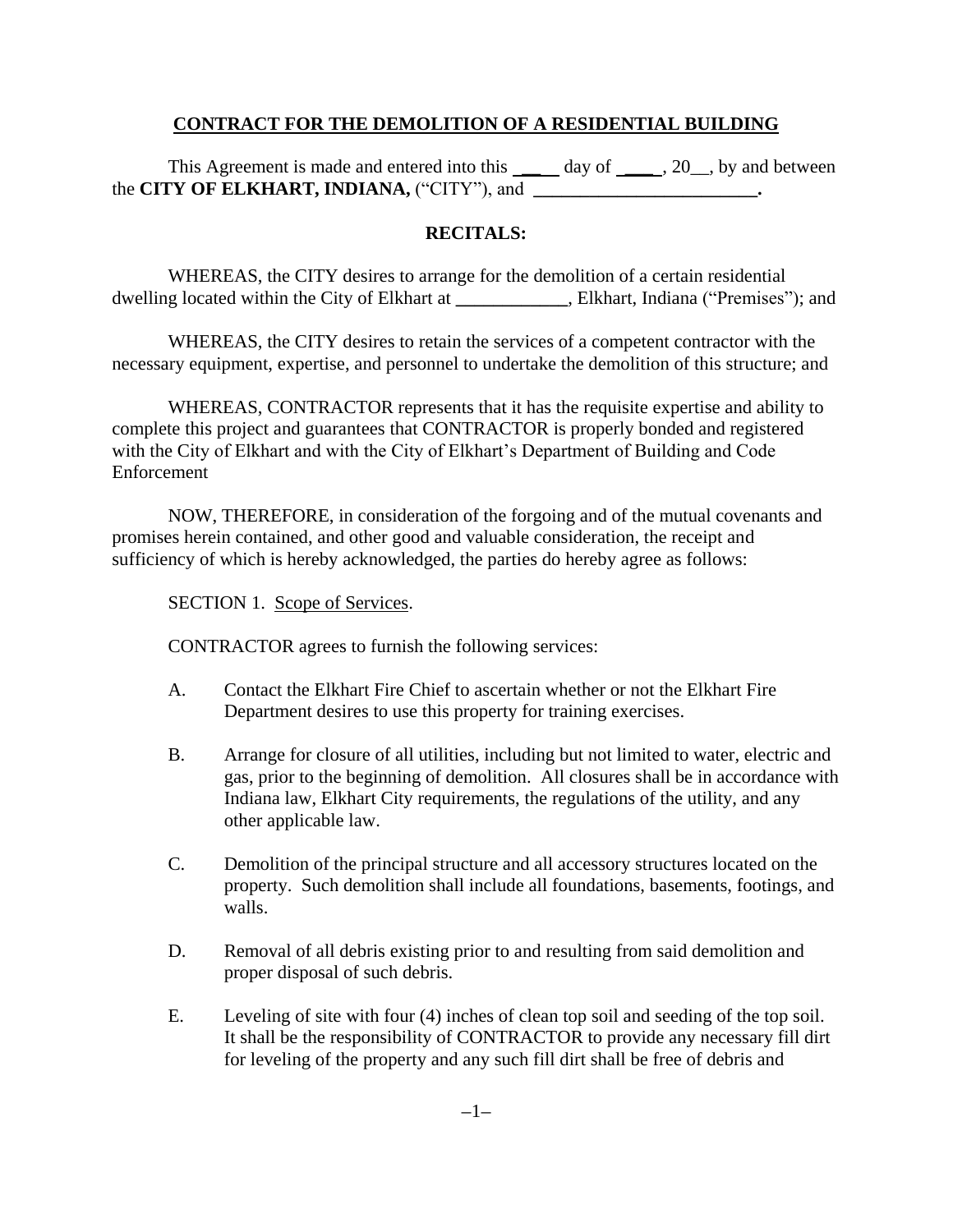**CONTRACT FOR THE DEMOLITION OF A RESIDENTIAL BUILDING**

This Agreement is made and entered into this ____ day of ____, 20__, by and between the **CITY OF ELKHART, INDIANA,** ("CITY"), and ________________________**.**

**RECITALS:**

WHEREAS, the CITY desires to arrange for the demolition of a certain residential dwelling located within the City of Elkhart at ____________, Elkhart, Indiana ("Premises"); and

WHEREAS, the CITY desires to retain the services of a competent contractor with the necessary equipment, expertise, and personnel to undertake the demolition of this structure; and

WHEREAS, CONTRACTOR represents that it has the requisite expertise and ability to complete this project and guarantees that CONTRACTOR is properly bonded and registered with the City of Elkhart and with the City of Elkhart's Department of Building and Code Enforcement

NOW, THEREFORE, in consideration of the forgoing and of the mutual covenants and promises herein contained, and other good and valuable consideration, the receipt and sufficiency of which is hereby acknowledged, the parties do hereby agree as follows:

SECTION 1. Scope of Services.

CONTRACTOR agrees to furnish the following services:

A. Contact the Elkhart Fire Chief to ascertain whether or not the Elkhart Fire Department desires to use this property for training exercises.

B. Arrange for closure of all utilities, including but not limited to water, electric and gas, prior to the beginning of demolition. All closures shall be in accordance with Indiana law, Elkhart City requirements, the regulations of the utility, and any other applicable law.

C. Demolition of the principal structure and all accessory structures located on the property. Such demolition shall include all foundations, basements, footings, and walls.

D. Removal of all debris existing prior to and resulting from said demolition and proper disposal of such debris.

E. Leveling of site with four (4) inches of clean top soil and seeding of the top soil. It shall be the responsibility of CONTRACTOR to provide any necessary fill dirt for leveling of the property and any such fill dirt shall be free of debris and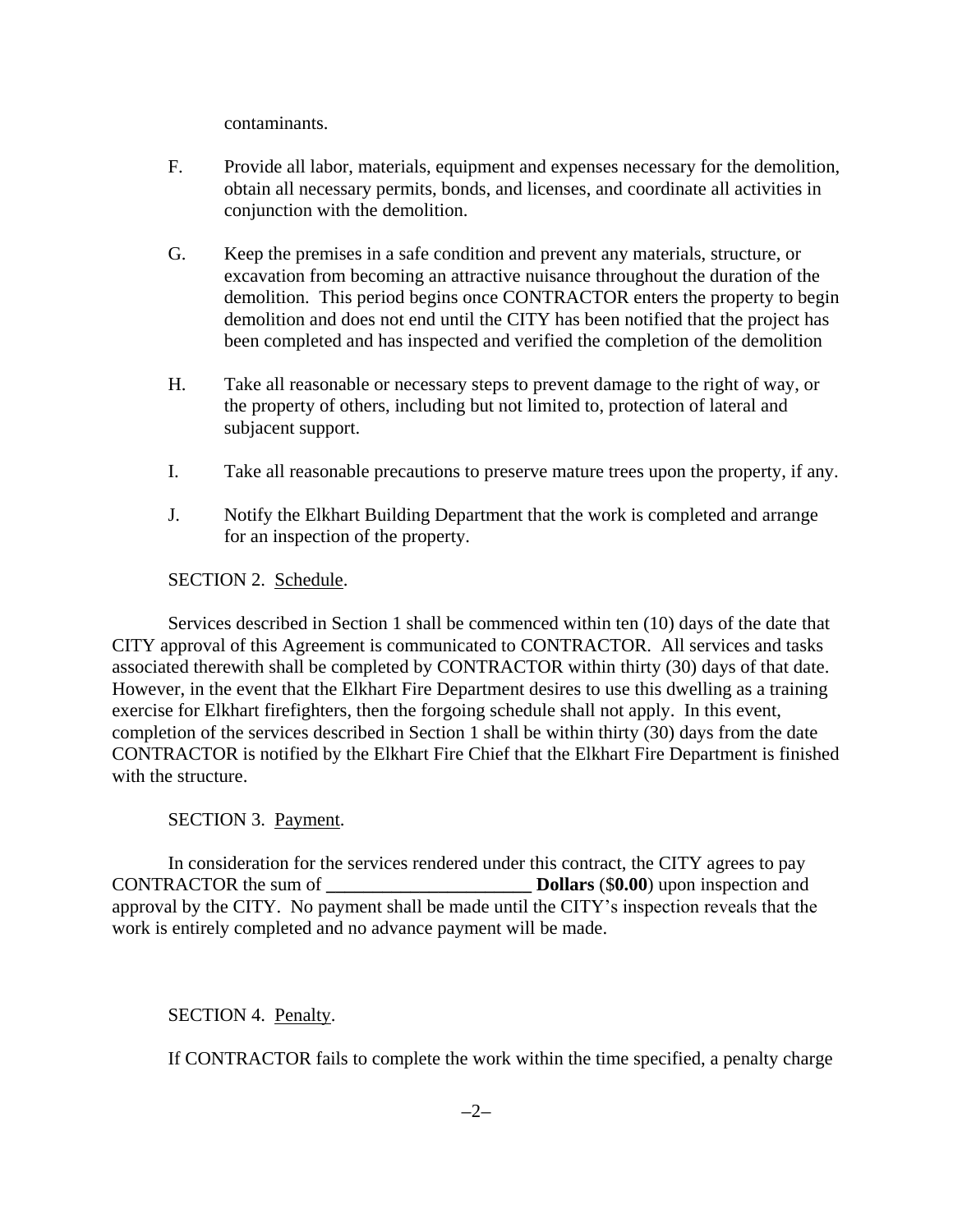contaminants.

F. Provide all labor, materials, equipment and expenses necessary for the demolition, obtain all necessary permits, bonds, and licenses, and coordinate all activities in conjunction with the demolition.

G. Keep the premises in a safe condition and prevent any materials, structure, or excavation from becoming an attractive nuisance throughout the duration of the demolition. This period begins once CONTRACTOR enters the property to begin demolition and does not end until the CITY has been notified that the project has been completed and has inspected and verified the completion of the demolition

H. Take all reasonable or necessary steps to prevent damage to the right of way, or the property of others, including but not limited to, protection of lateral and subjacent support.

I. Take all reasonable precautions to preserve mature trees upon the property, if any.

J. Notify the Elkhart Building Department that the work is completed and arrange for an inspection of the property.

SECTION 2. <u>Schedule</u>.

Services described in Section 1 shall be commenced within ten (10) days of the date that CITY approval of this Agreement is communicated to CONTRACTOR. All services and tasks associated therewith shall be completed by CONTRACTOR within thirty (30) days of that date. However, in the event that the Elkhart Fire Department desires to use this dwelling as a training exercise for Elkhart firefighters, then the forgoing schedule shall not apply. In this event, completion of the services described in Section 1 shall be within thirty (30) days from the date CONTRACTOR is notified by the Elkhart Fire Chief that the Elkhart Fire Department is finished with the structure.

SECTION 3. <u>Payment</u>.

In consideration for the services rendered under this contract, the CITY agrees to pay CONTRACTOR the sum of **______________________ Dollars** ($**0.00**) upon inspection and approval by the CITY. No payment shall be made until the CITY's inspection reveals that the work is entirely completed and no advance payment will be made.

SECTION 4. <u>Penalty</u>.

If CONTRACTOR fails to complete the work within the time specified, a penalty charge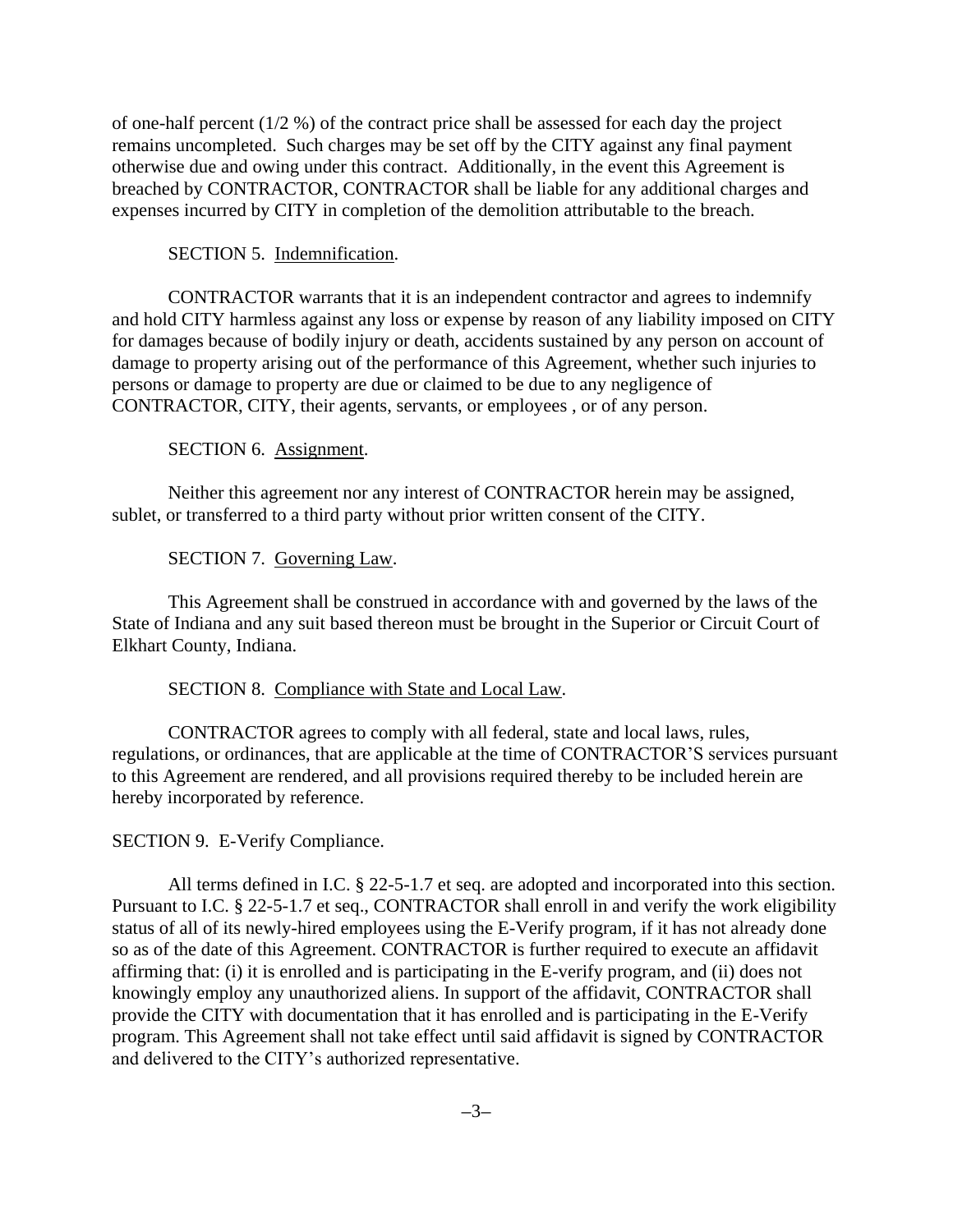of one-half percent (1/2 %) of the contract price shall be assessed for each day the project remains uncompleted. Such charges may be set off by the CITY against any final payment otherwise due and owing under this contract. Additionally, in the event this Agreement is breached by CONTRACTOR, CONTRACTOR shall be liable for any additional charges and expenses incurred by CITY in completion of the demolition attributable to the breach.

SECTION 5. Indemnification.

CONTRACTOR warrants that it is an independent contractor and agrees to indemnify and hold CITY harmless against any loss or expense by reason of any liability imposed on CITY for damages because of bodily injury or death, accidents sustained by any person on account of damage to property arising out of the performance of this Agreement, whether such injuries to persons or damage to property are due or claimed to be due to any negligence of CONTRACTOR, CITY, their agents, servants, or employees , or of any person.

SECTION 6. Assignment.

Neither this agreement nor any interest of CONTRACTOR herein may be assigned, sublet, or transferred to a third party without prior written consent of the CITY.

SECTION 7. Governing Law.

This Agreement shall be construed in accordance with and governed by the laws of the State of Indiana and any suit based thereon must be brought in the Superior or Circuit Court of Elkhart County, Indiana.

SECTION 8. Compliance with State and Local Law.

CONTRACTOR agrees to comply with all federal, state and local laws, rules, regulations, or ordinances, that are applicable at the time of CONTRACTOR'S services pursuant to this Agreement are rendered, and all provisions required thereby to be included herein are hereby incorporated by reference.

SECTION 9. E-Verify Compliance.

All terms defined in I.C. § 22-5-1.7 et seq. are adopted and incorporated into this section. Pursuant to I.C. § 22-5-1.7 et seq., CONTRACTOR shall enroll in and verify the work eligibility status of all of its newly-hired employees using the E-Verify program, if it has not already done so as of the date of this Agreement. CONTRACTOR is further required to execute an affidavit affirming that: (i) it is enrolled and is participating in the E-verify program, and (ii) does not knowingly employ any unauthorized aliens. In support of the affidavit, CONTRACTOR shall provide the CITY with documentation that it has enrolled and is participating in the E-Verify program. This Agreement shall not take effect until said affidavit is signed by CONTRACTOR and delivered to the CITY's authorized representative.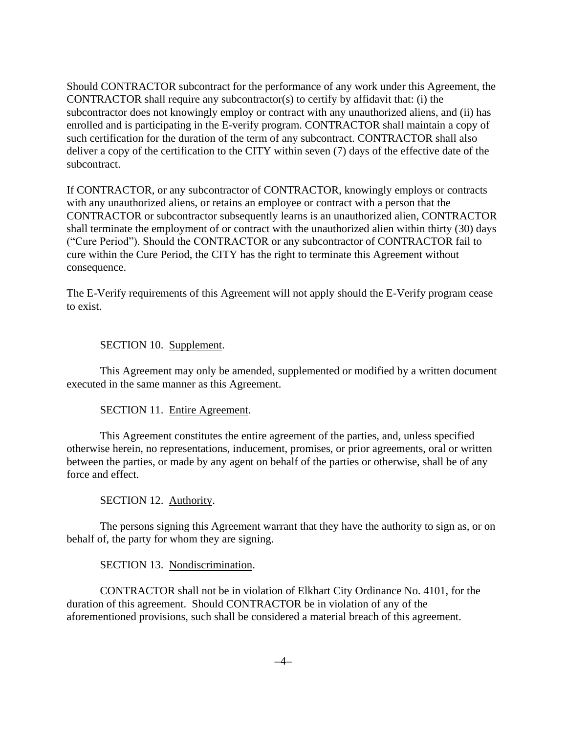Should CONTRACTOR subcontract for the performance of any work under this Agreement, the CONTRACTOR shall require any subcontractor(s) to certify by affidavit that: (i) the subcontractor does not knowingly employ or contract with any unauthorized aliens, and (ii) has enrolled and is participating in the E-verify program. CONTRACTOR shall maintain a copy of such certification for the duration of the term of any subcontract. CONTRACTOR shall also deliver a copy of the certification to the CITY within seven (7) days of the effective date of the subcontract.

If CONTRACTOR, or any subcontractor of CONTRACTOR, knowingly employs or contracts with any unauthorized aliens, or retains an employee or contract with a person that the CONTRACTOR or subcontractor subsequently learns is an unauthorized alien, CONTRACTOR shall terminate the employment of or contract with the unauthorized alien within thirty (30) days ("Cure Period"). Should the CONTRACTOR or any subcontractor of CONTRACTOR fail to cure within the Cure Period, the CITY has the right to terminate this Agreement without consequence.

The E-Verify requirements of this Agreement will not apply should the E-Verify program cease to exist.

SECTION 10. Supplement.

This Agreement may only be amended, supplemented or modified by a written document executed in the same manner as this Agreement.

SECTION 11. Entire Agreement.

This Agreement constitutes the entire agreement of the parties, and, unless specified otherwise herein, no representations, inducement, promises, or prior agreements, oral or written between the parties, or made by any agent on behalf of the parties or otherwise, shall be of any force and effect.

SECTION 12. Authority.

The persons signing this Agreement warrant that they have the authority to sign as, or on behalf of, the party for whom they are signing.

SECTION 13. Nondiscrimination.

CONTRACTOR shall not be in violation of Elkhart City Ordinance No. 4101, for the duration of this agreement. Should CONTRACTOR be in violation of any of the aforementioned provisions, such shall be considered a material breach of this agreement.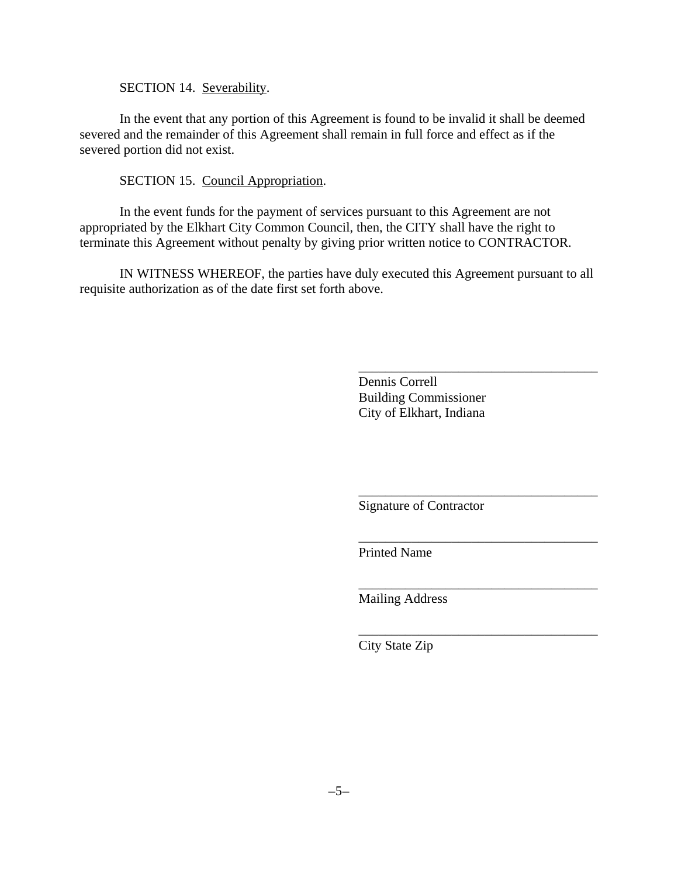SECTION 14. Severability.

In the event that any portion of this Agreement is found to be invalid it shall be deemed severed and the remainder of this Agreement shall remain in full force and effect as if the severed portion did not exist.

SECTION 15. Council Appropriation.

In the event funds for the payment of services pursuant to this Agreement are not appropriated by the Elkhart City Common Council, then, the CITY shall have the right to terminate this Agreement without penalty by giving prior written notice to CONTRACTOR.

IN WITNESS WHEREOF, the parties have duly executed this Agreement pursuant to all requisite authorization as of the date first set forth above.

\_\_\_\_\_\_\_\_\_\_\_\_\_\_\_\_\_\_\_\_\_\_\_\_\_\_\_\_\_\_\_\_\_\_\_\_\_
Dennis Correll
Building Commissioner
City of Elkhart, Indiana

\_\_\_\_\_\_\_\_\_\_\_\_\_\_\_\_\_\_\_\_\_\_\_\_\_\_\_\_\_\_\_\_\_\_\_\_\_
Signature of Contractor

\_\_\_\_\_\_\_\_\_\_\_\_\_\_\_\_\_\_\_\_\_\_\_\_\_\_\_\_\_\_\_\_\_\_\_\_\_
Printed Name

\_\_\_\_\_\_\_\_\_\_\_\_\_\_\_\_\_\_\_\_\_\_\_\_\_\_\_\_\_\_\_\_\_\_\_\_\_
Mailing Address

\_\_\_\_\_\_\_\_\_\_\_\_\_\_\_\_\_\_\_\_\_\_\_\_\_\_\_\_\_\_\_\_\_\_\_\_\_
City State Zip